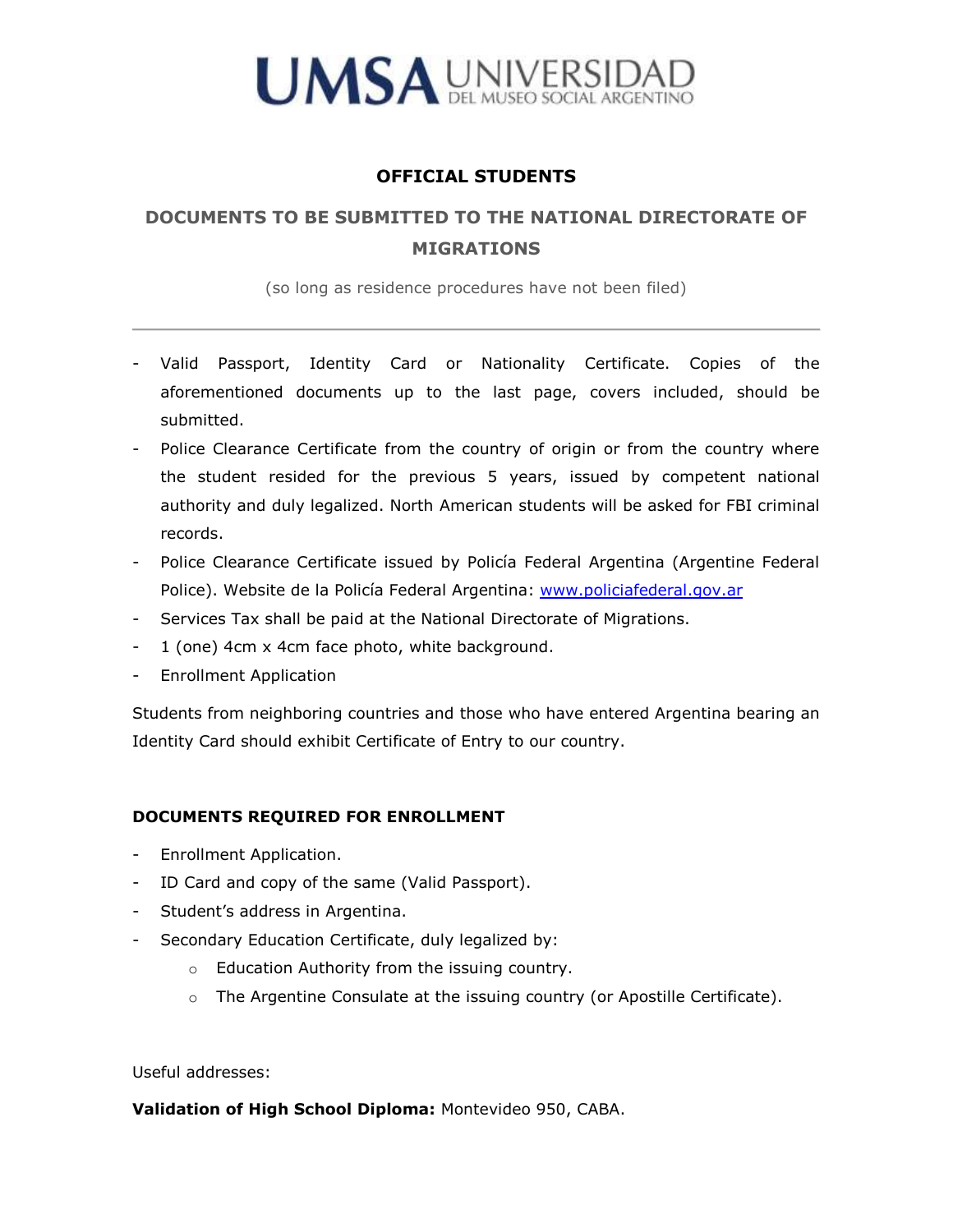# UMSA UNIVERSIDAD DEL MUSEO SOCIAL ARGENTINO

## OFFICIAL STUDENTS

## DOCUMENTS TO BE SUBMITTED TO THE NATIONAL DIRECTORATE OF MIGRATIONS

(so long as residence procedures have not been filed)

---

- Valid Passport, Identity Card or Nationality Certificate. Copies of the aforementioned documents up to the last page, covers included, should be submitted.
- Police Clearance Certificate from the country of origin or from the country where the student resided for the previous 5 years, issued by competent national authority and duly legalized. North American students will be asked for FBI criminal records.
- Police Clearance Certificate issued by Policía Federal Argentina (Argentine Federal Police). Website de la Policía Federal Argentina: [www.policiafederal.gov.ar](http://www.policiafederal.gov.ar)
- Services Tax shall be paid at the National Directorate of Migrations.
- 1 (one) 4cm x 4cm face photo, white background.
- Enrollment Application

Students from neighboring countries and those who have entered Argentina bearing an Identity Card should exhibit Certificate of Entry to our country.

### DOCUMENTS REQUIRED FOR ENROLLMENT

- Enrollment Application.
- ID Card and copy of the same (Valid Passport).
- Student's address in Argentina.
- Secondary Education Certificate, duly legalized by:
  - Education Authority from the issuing country.
  - The Argentine Consulate at the issuing country (or Apostille Certificate).

Useful addresses:

**Validation of High School Diploma:** Montevideo 950, CABA.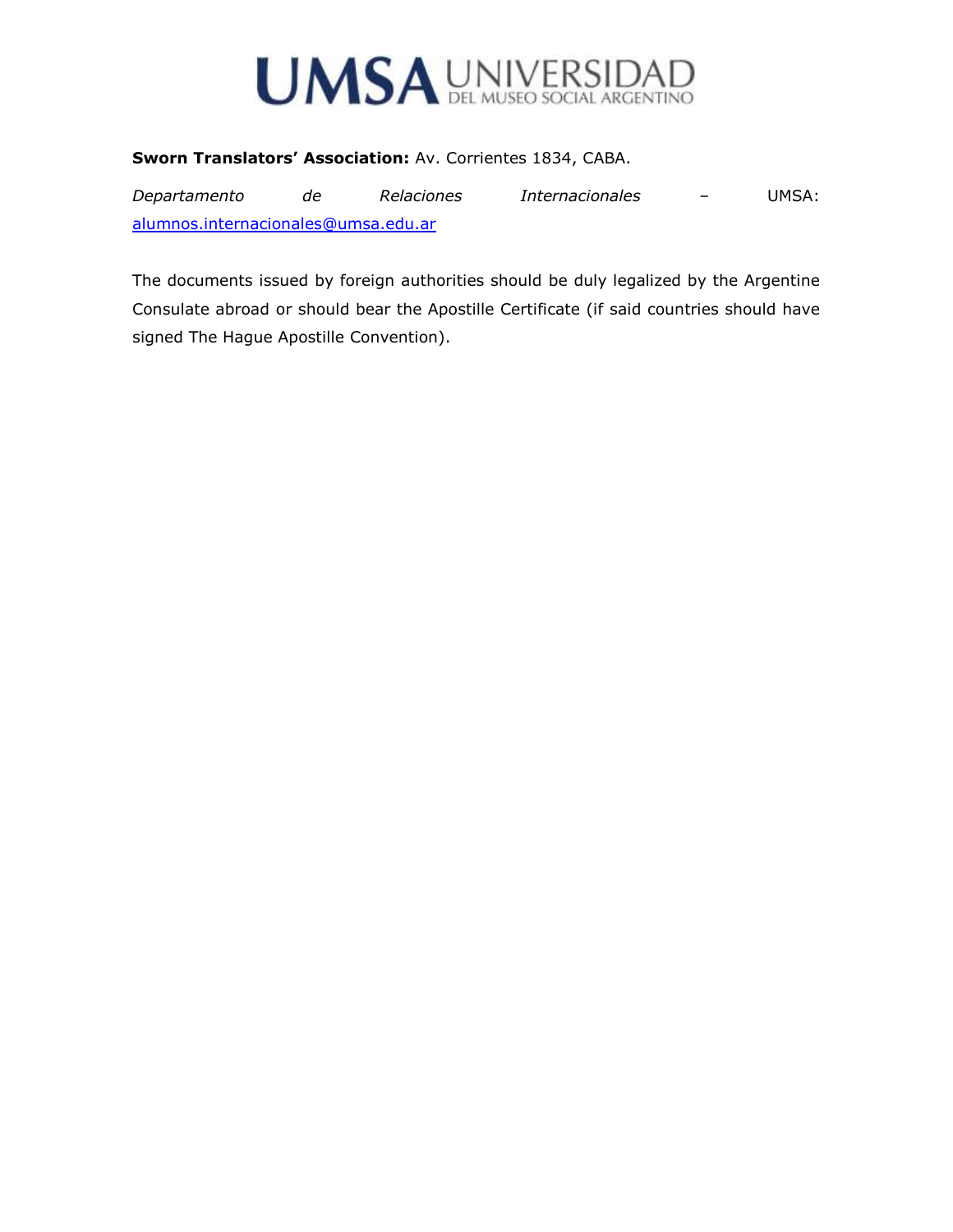**Sworn Translators' Association:** Av. Corrientes 1834, CABA.

*Departamento de Relaciones Internacionales* – UMSA: alumnos.internacionales@umsa.edu.ar

The documents issued by foreign authorities should be duly legalized by the Argentine Consulate abroad or should bear the Apostille Certificate (if said countries should have signed The Hague Apostille Convention).